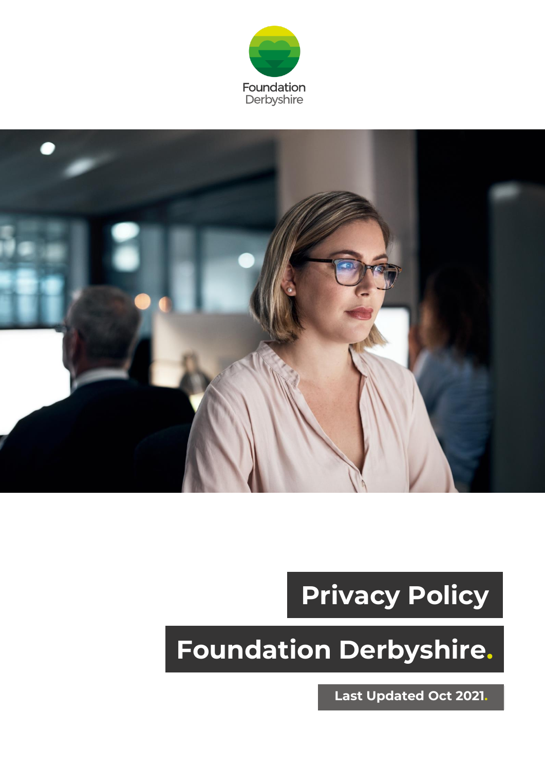Foundation Derbyshire

# Privacy Policy

# Foundation Derbyshire.

**Last Updated Oct 2021.**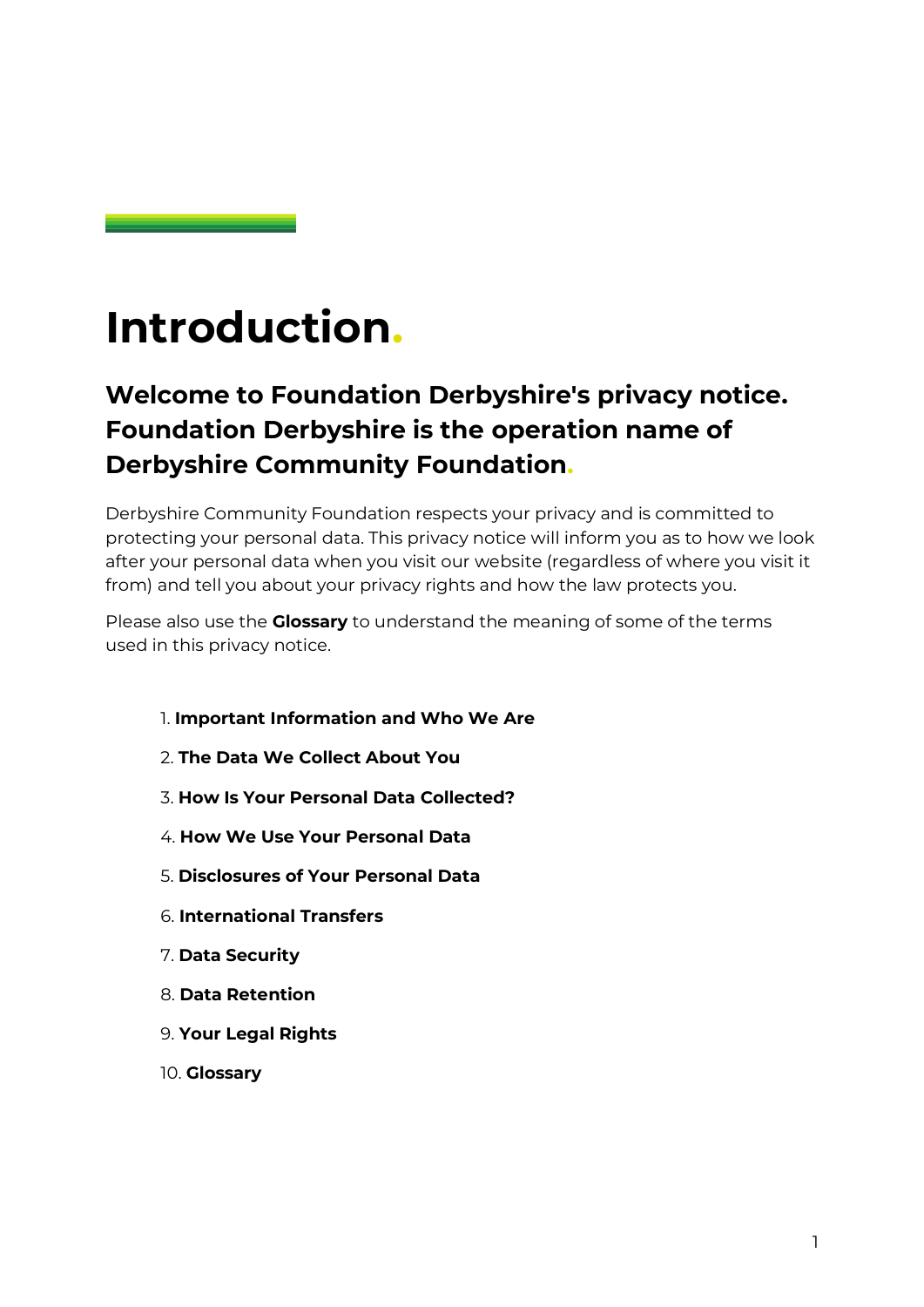# Introduction.

## Welcome to Foundation Derbyshire's privacy notice. Foundation Derbyshire is the operation name of Derbyshire Community Foundation.

Derbyshire Community Foundation respects your privacy and is committed to protecting your personal data. This privacy notice will inform you as to how we look after your personal data when you visit our website (regardless of where you visit it from) and tell you about your privacy rights and how the law protects you.

Please also use the **Glossary** to understand the meaning of some of the terms used in this privacy notice.

1. **Important Information and Who We Are**
2. **The Data We Collect About You**
3. **How Is Your Personal Data Collected?**
4. **How We Use Your Personal Data**
5. **Disclosures of Your Personal Data**
6. **International Transfers**
7. **Data Security**
8. **Data Retention**
9. **Your Legal Rights**
10. **Glossary**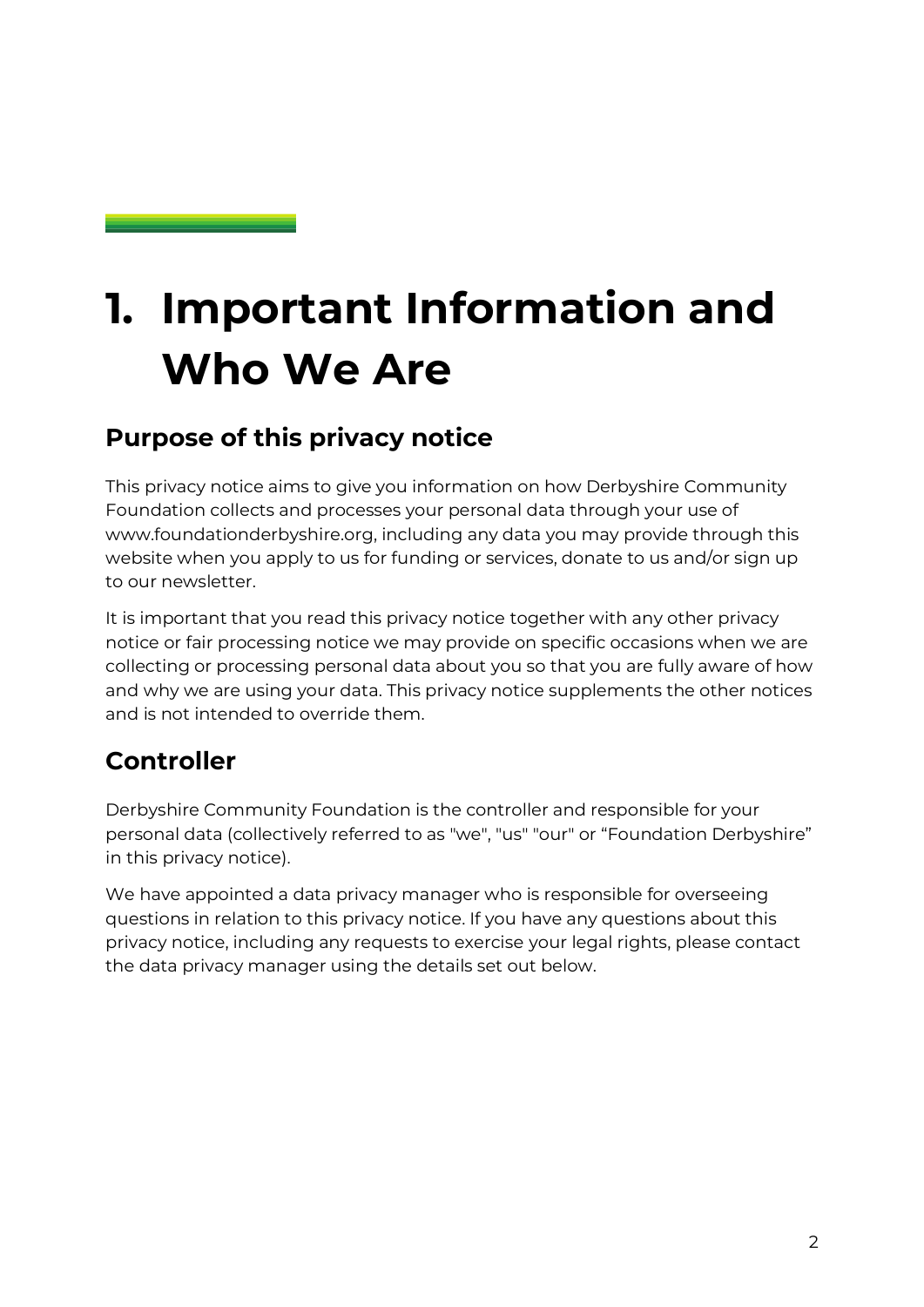# 1. Important Information and Who We Are

## Purpose of this privacy notice

This privacy notice aims to give you information on how Derbyshire Community Foundation collects and processes your personal data through your use of www.foundationderbyshire.org, including any data you may provide through this website when you apply to us for funding or services, donate to us and/or sign up to our newsletter.

It is important that you read this privacy notice together with any other privacy notice or fair processing notice we may provide on specific occasions when we are collecting or processing personal data about you so that you are fully aware of how and why we are using your data. This privacy notice supplements the other notices and is not intended to override them.

## Controller

Derbyshire Community Foundation is the controller and responsible for your personal data (collectively referred to as "we", "us" "our" or "Foundation Derbyshire" in this privacy notice).

We have appointed a data privacy manager who is responsible for overseeing questions in relation to this privacy notice. If you have any questions about this privacy notice, including any requests to exercise your legal rights, please contact the data privacy manager using the details set out below.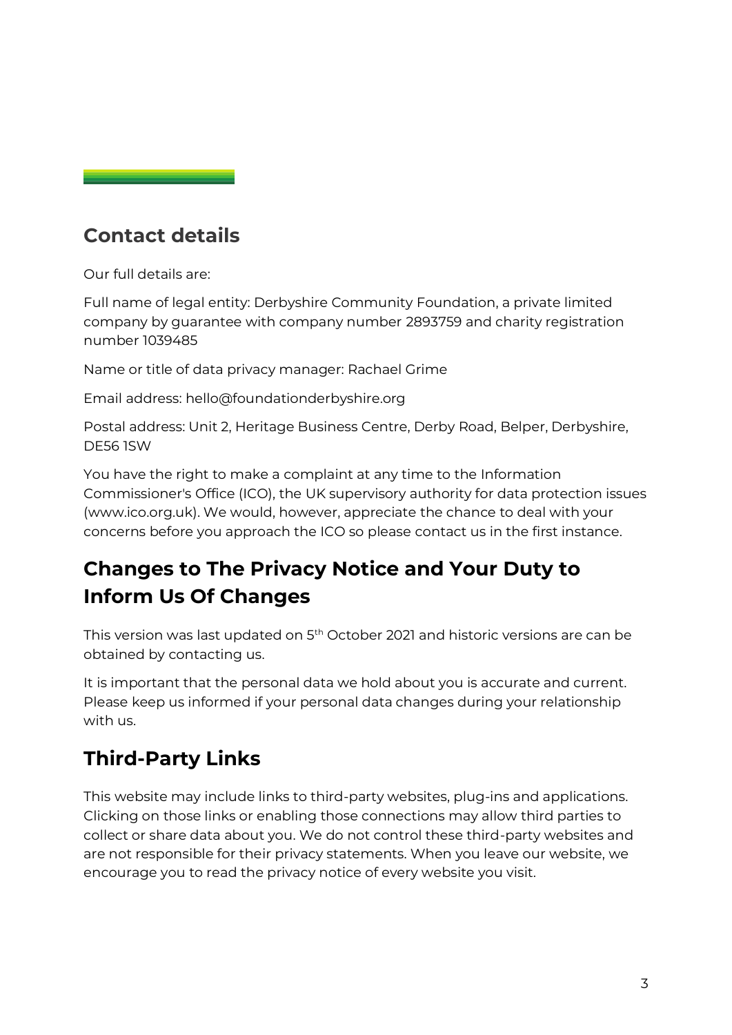## Contact details

Our full details are:

Full name of legal entity: Derbyshire Community Foundation, a private limited company by guarantee with company number 2893759 and charity registration number 1039485

Name or title of data privacy manager: Rachael Grime

Email address: hello@foundationderbyshire.org

Postal address: Unit 2, Heritage Business Centre, Derby Road, Belper, Derbyshire, DE56 1SW

You have the right to make a complaint at any time to the Information Commissioner's Office (ICO), the UK supervisory authority for data protection issues (www.ico.org.uk). We would, however, appreciate the chance to deal with your concerns before you approach the ICO so please contact us in the first instance.

## Changes to The Privacy Notice and Your Duty to Inform Us Of Changes

This version was last updated on 5th October 2021 and historic versions are can be obtained by contacting us.

It is important that the personal data we hold about you is accurate and current. Please keep us informed if your personal data changes during your relationship with us.

## Third-Party Links

This website may include links to third-party websites, plug-ins and applications. Clicking on those links or enabling those connections may allow third parties to collect or share data about you. We do not control these third-party websites and are not responsible for their privacy statements. When you leave our website, we encourage you to read the privacy notice of every website you visit.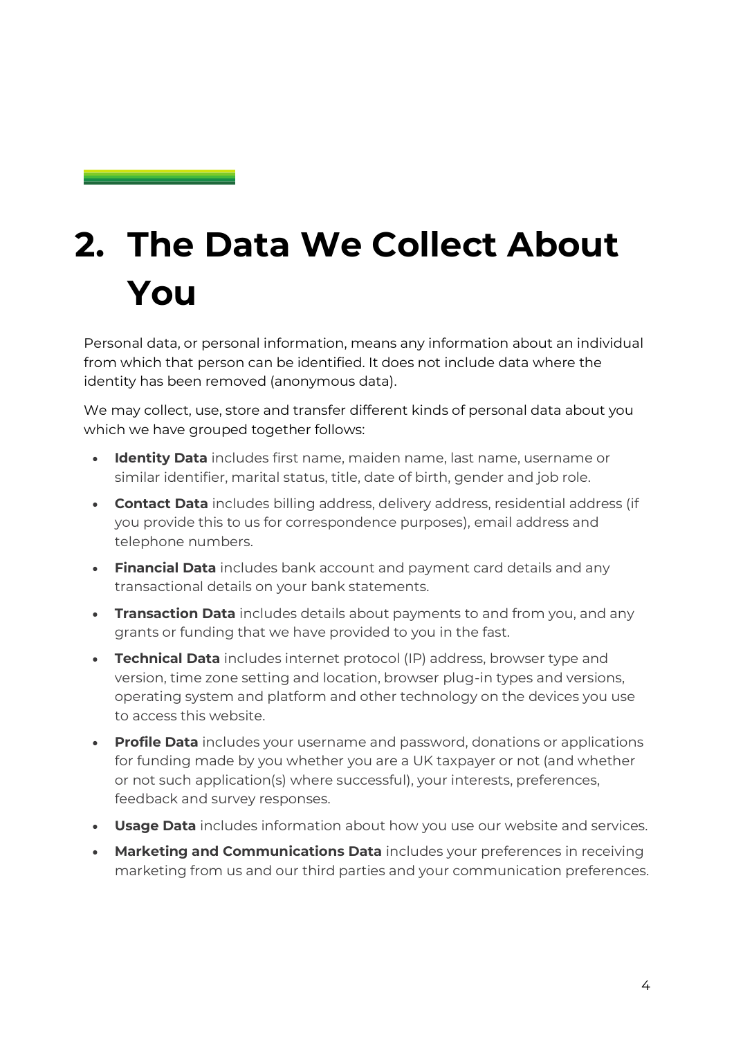# 2. The Data We Collect About You

Personal data, or personal information, means any information about an individual from which that person can be identified. It does not include data where the identity has been removed (anonymous data).

We may collect, use, store and transfer different kinds of personal data about you which we have grouped together follows:

- **Identity Data** includes first name, maiden name, last name, username or similar identifier, marital status, title, date of birth, gender and job role.
- **Contact Data** includes billing address, delivery address, residential address (if you provide this to us for correspondence purposes), email address and telephone numbers.
- **Financial Data** includes bank account and payment card details and any transactional details on your bank statements.
- **Transaction Data** includes details about payments to and from you, and any grants or funding that we have provided to you in the fast.
- **Technical Data** includes internet protocol (IP) address, browser type and version, time zone setting and location, browser plug-in types and versions, operating system and platform and other technology on the devices you use to access this website.
- **Profile Data** includes your username and password, donations or applications for funding made by you whether you are a UK taxpayer or not (and whether or not such application(s) where successful), your interests, preferences, feedback and survey responses.
- **Usage Data** includes information about how you use our website and services.
- **Marketing and Communications Data** includes your preferences in receiving marketing from us and our third parties and your communication preferences.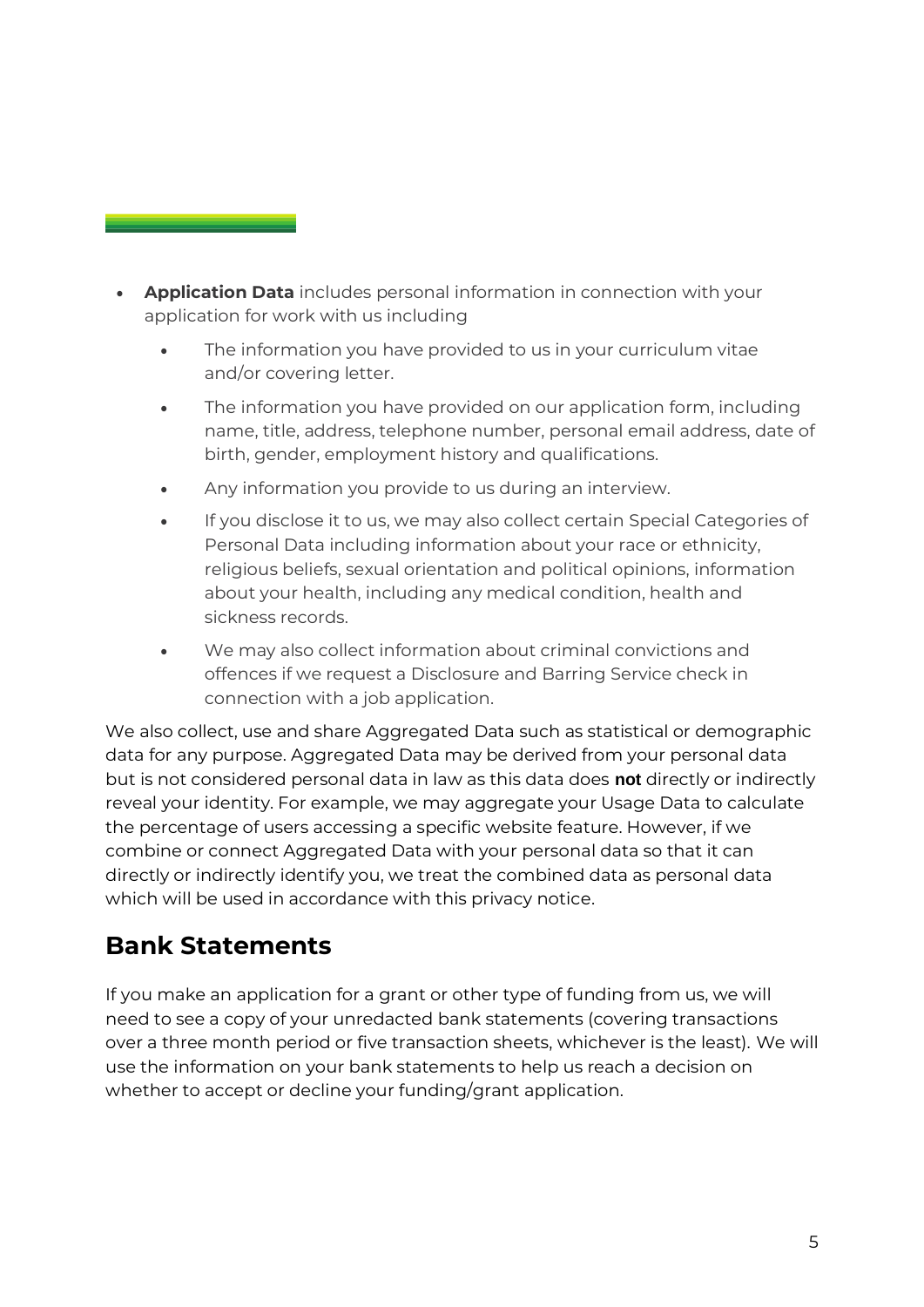- **Application Data** includes personal information in connection with your application for work with us including
    - The information you have provided to us in your curriculum vitae and/or covering letter.
    - The information you have provided on our application form, including name, title, address, telephone number, personal email address, date of birth, gender, employment history and qualifications.
    - Any information you provide to us during an interview.
    - If you disclose it to us, we may also collect certain Special Categories of Personal Data including information about your race or ethnicity, religious beliefs, sexual orientation and political opinions, information about your health, including any medical condition, health and sickness records.
    - We may also collect information about criminal convictions and offences if we request a Disclosure and Barring Service check in connection with a job application.

We also collect, use and share Aggregated Data such as statistical or demographic data for any purpose. Aggregated Data may be derived from your personal data but is not considered personal data in law as this data does **not** directly or indirectly reveal your identity. For example, we may aggregate your Usage Data to calculate the percentage of users accessing a specific website feature. However, if we combine or connect Aggregated Data with your personal data so that it can directly or indirectly identify you, we treat the combined data as personal data which will be used in accordance with this privacy notice.

## Bank Statements

If you make an application for a grant or other type of funding from us, we will need to see a copy of your unredacted bank statements (covering transactions over a three month period or five transaction sheets, whichever is the least). We will use the information on your bank statements to help us reach a decision on whether to accept or decline your funding/grant application.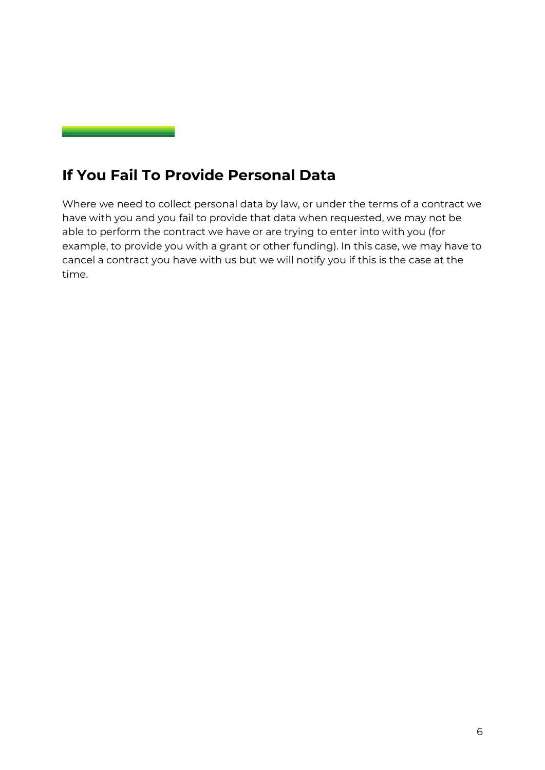## If You Fail To Provide Personal Data

Where we need to collect personal data by law, or under the terms of a contract we have with you and you fail to provide that data when requested, we may not be able to perform the contract we have or are trying to enter into with you (for example, to provide you with a grant or other funding). In this case, we may have to cancel a contract you have with us but we will notify you if this is the case at the time.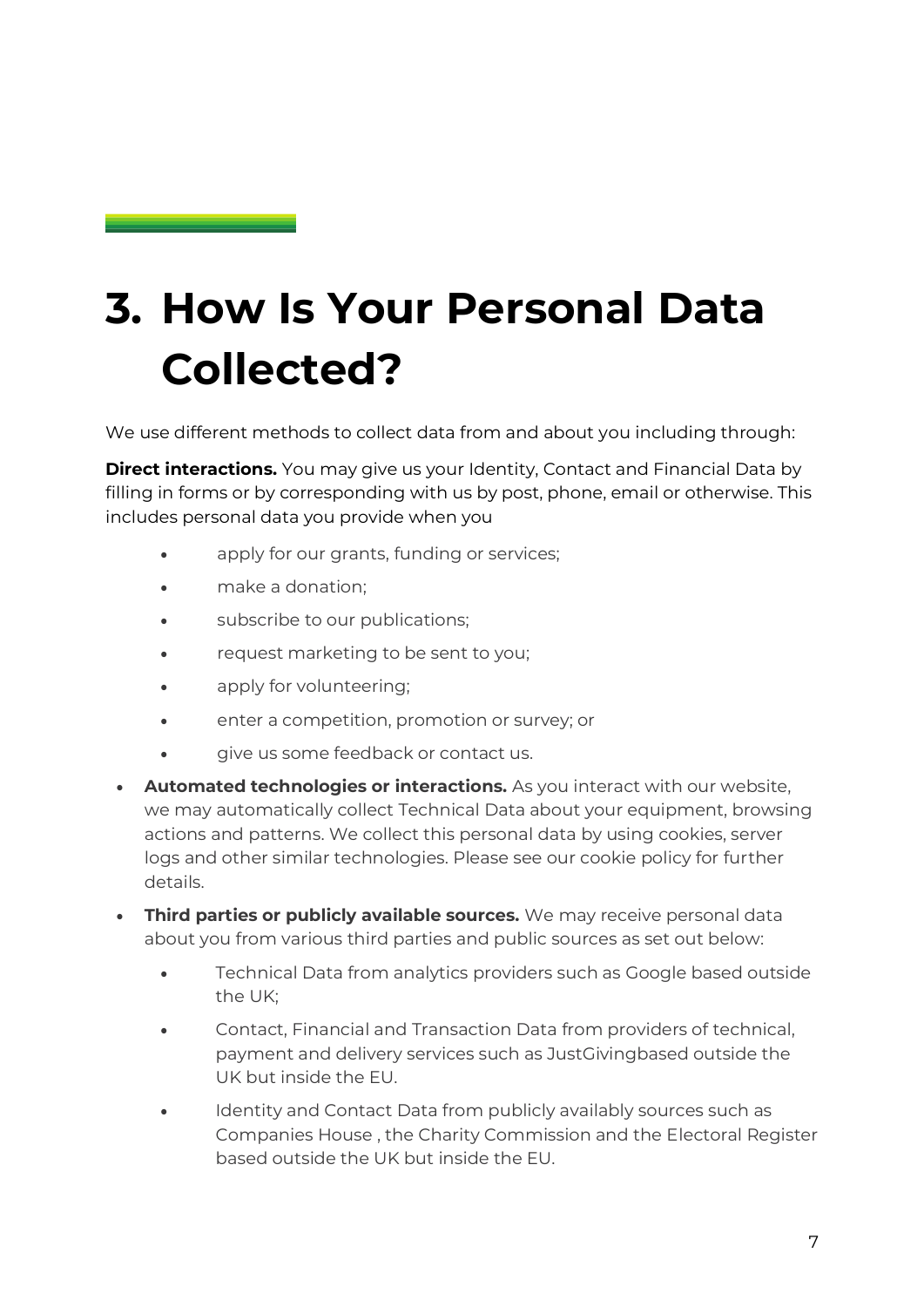# 3. How Is Your Personal Data Collected?

We use different methods to collect data from and about you including through:

**Direct interactions.** You may give us your Identity, Contact and Financial Data by filling in forms or by corresponding with us by post, phone, email or otherwise. This includes personal data you provide when you

- apply for our grants, funding or services;
- make a donation;
- subscribe to our publications;
- request marketing to be sent to you;
- apply for volunteering;
- enter a competition, promotion or survey; or
- give us some feedback or contact us.

- **Automated technologies or interactions.** As you interact with our website, we may automatically collect Technical Data about your equipment, browsing actions and patterns. We collect this personal data by using cookies, server logs and other similar technologies. Please see our cookie policy for further details.
- **Third parties or publicly available sources.** We may receive personal data about you from various third parties and public sources as set out below:
  - Technical Data from analytics providers such as Google based outside the UK;
  - Contact, Financial and Transaction Data from providers of technical, payment and delivery services such as JustGivingbased outside the UK but inside the EU.
  - Identity and Contact Data from publicly availably sources such as Companies House , the Charity Commission and the Electoral Register based outside the UK but inside the EU.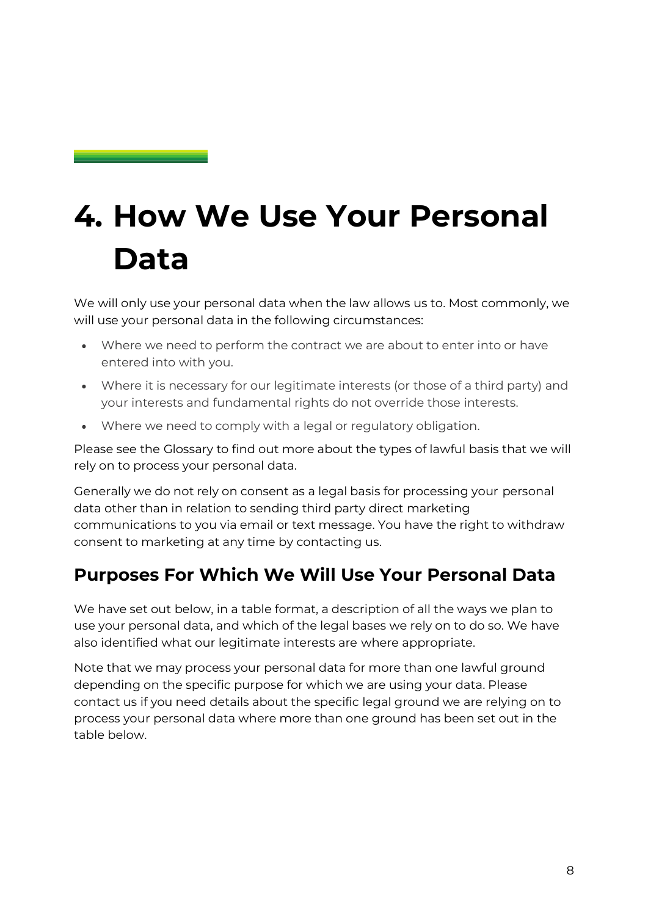# 4. How We Use Your Personal Data

We will only use your personal data when the law allows us to. Most commonly, we will use your personal data in the following circumstances:

- Where we need to perform the contract we are about to enter into or have entered into with you.
- Where it is necessary for our legitimate interests (or those of a third party) and your interests and fundamental rights do not override those interests.
- Where we need to comply with a legal or regulatory obligation.

Please see the Glossary to find out more about the types of lawful basis that we will rely on to process your personal data.

Generally we do not rely on consent as a legal basis for processing your personal data other than in relation to sending third party direct marketing communications to you via email or text message. You have the right to withdraw consent to marketing at any time by contacting us.

## Purposes For Which We Will Use Your Personal Data

We have set out below, in a table format, a description of all the ways we plan to use your personal data, and which of the legal bases we rely on to do so. We have also identified what our legitimate interests are where appropriate.

Note that we may process your personal data for more than one lawful ground depending on the specific purpose for which we are using your data. Please contact us if you need details about the specific legal ground we are relying on to process your personal data where more than one ground has been set out in the table below.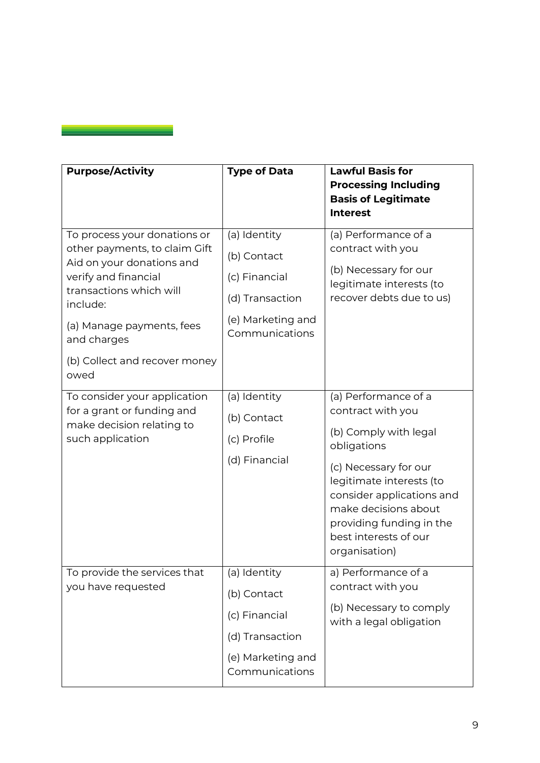| Purpose/Activity | Type of Data | Lawful Basis for Processing Including Basis of Legitimate Interest |
|---|---|---|
| To process your donations or other payments, to claim Gift Aid on your donations and verify and financial transactions which will include:<br><br>(a) Manage payments, fees and charges<br><br>(b) Collect and recover money owed | (a) Identity<br><br>(b) Contact<br><br>(c) Financial<br><br>(d) Transaction<br><br>(e) Marketing and Communications | (a) Performance of a contract with you<br><br>(b) Necessary for our legitimate interests (to recover debts due to us) |
| To consider your application for a grant or funding and make decision relating to such application | (a) Identity<br><br>(b) Contact<br><br>(c) Profile<br><br>(d) Financial | (a) Performance of a contract with you<br><br>(b) Comply with legal obligations<br><br>(c) Necessary for our legitimate interests (to consider applications and make decisions about providing funding in the best interests of our organisation) |
| To provide the services that you have requested | (a) Identity<br><br>(b) Contact<br><br>(c) Financial<br><br>(d) Transaction<br><br>(e) Marketing and Communications | a) Performance of a contract with you<br><br>(b) Necessary to comply with a legal obligation |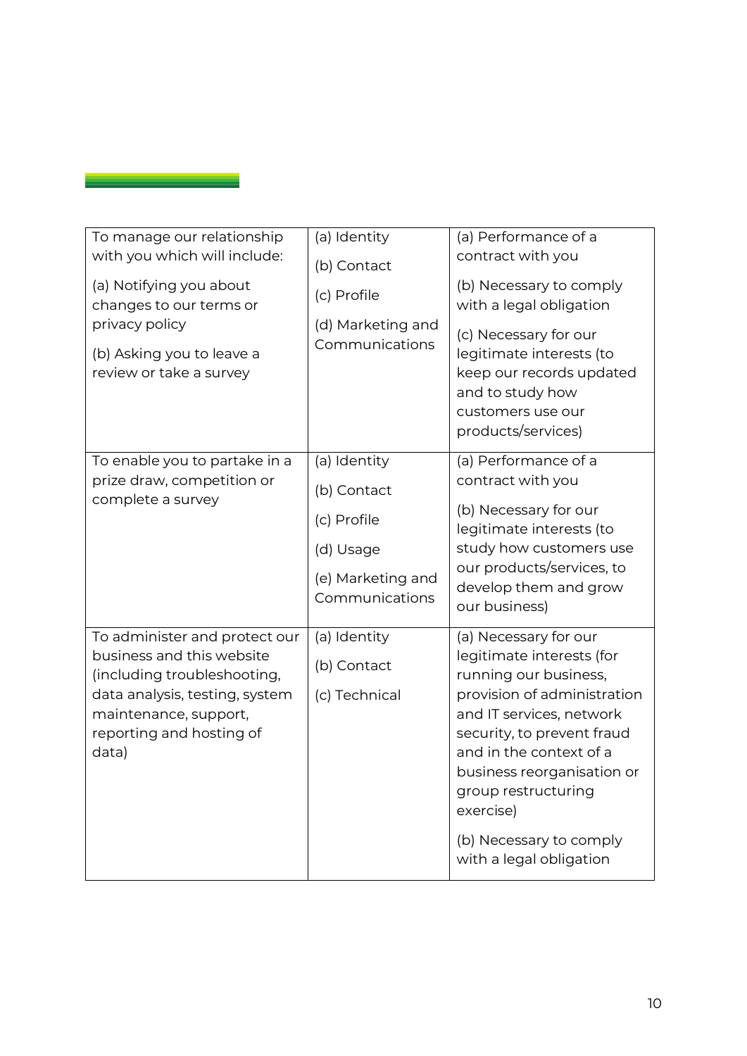| | | |
|---|---|---|
| To manage our relationship with you which will include:<br>(a) Notifying you about changes to our terms or privacy policy<br>(b) Asking you to leave a review or take a survey | (a) Identity<br>(b) Contact<br>(c) Profile<br>(d) Marketing and Communications | (a) Performance of a contract with you<br>(b) Necessary to comply with a legal obligation<br>(c) Necessary for our legitimate interests (to keep our records updated and to study how customers use our products/services) |
| To enable you to partake in a prize draw, competition or complete a survey | (a) Identity<br>(b) Contact<br>(c) Profile<br>(d) Usage<br>(e) Marketing and Communications | (a) Performance of a contract with you<br>(b) Necessary for our legitimate interests (to study how customers use our products/services, to develop them and grow our business) |
| To administer and protect our business and this website (including troubleshooting, data analysis, testing, system maintenance, support, reporting and hosting of data) | (a) Identity<br>(b) Contact<br>(c) Technical | (a) Necessary for our legitimate interests (for running our business, provision of administration and IT services, network security, to prevent fraud and in the context of a business reorganisation or group restructuring exercise)<br>(b) Necessary to comply with a legal obligation |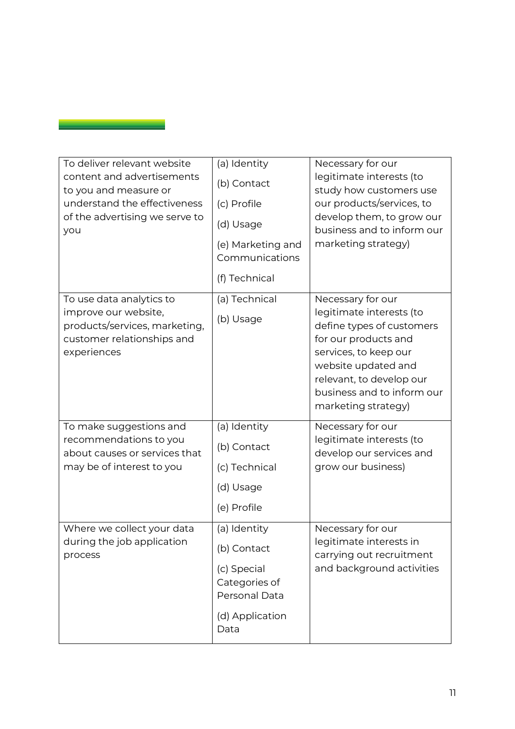| To deliver relevant website content and advertisements to you and measure or understand the effectiveness of the advertising we serve to you | (a) Identity<br>(b) Contact<br>(c) Profile<br>(d) Usage<br>(e) Marketing and Communications<br>(f) Technical | Necessary for our legitimate interests (to study how customers use our products/services, to develop them, to grow our business and to inform our marketing strategy) |
|---|---|---|
| To use data analytics to improve our website, products/services, marketing, customer relationships and experiences | (a) Technical<br>(b) Usage | Necessary for our legitimate interests (to define types of customers for our products and services, to keep our website updated and relevant, to develop our business and to inform our marketing strategy) |
| To make suggestions and recommendations to you about causes or services that may be of interest to you | (a) Identity<br>(b) Contact<br>(c) Technical<br>(d) Usage<br>(e) Profile | Necessary for our legitimate interests (to develop our services and grow our business) |
| Where we collect your data during the job application process | (a) Identity<br>(b) Contact<br>(c) Special Categories of Personal Data<br>(d) Application Data | Necessary for our legitimate interests in carrying out recruitment and background activities |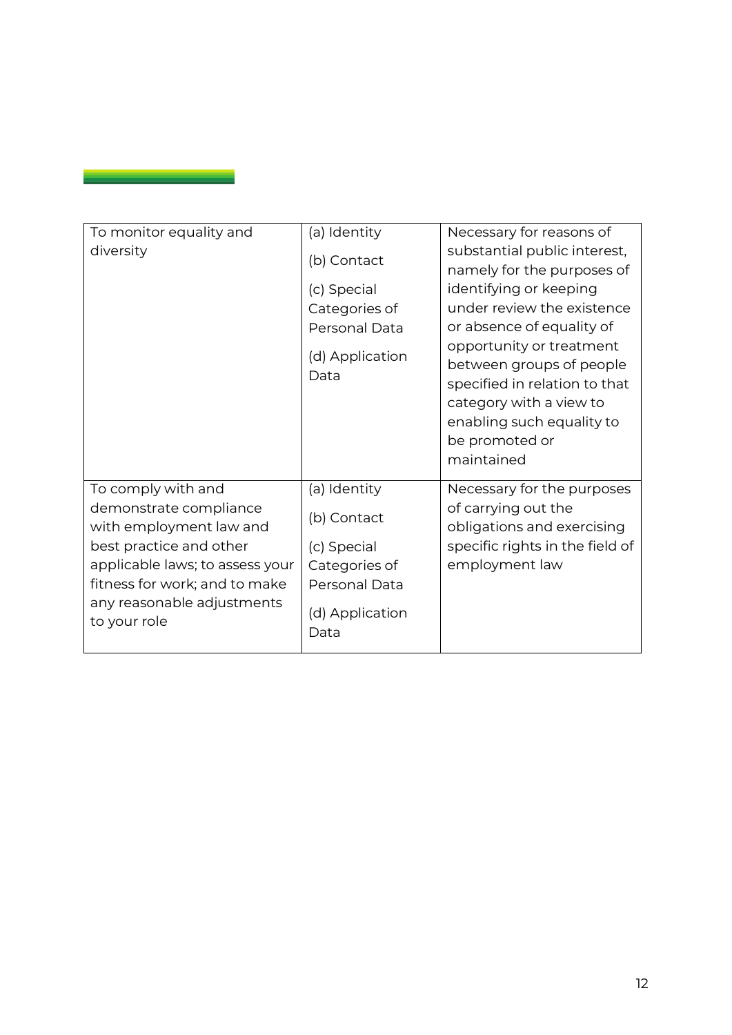| | | |
|---|---|---|
| To monitor equality and diversity | (a) Identity<br><br>(b) Contact<br><br>(c) Special Categories of Personal Data<br><br>(d) Application Data | Necessary for reasons of substantial public interest, namely for the purposes of identifying or keeping under review the existence or absence of equality of opportunity or treatment between groups of people specified in relation to that category with a view to enabling such equality to be promoted or maintained |
| To comply with and demonstrate compliance with employment law and best practice and other applicable laws; to assess your fitness for work; and to make any reasonable adjustments to your role | (a) Identity<br><br>(b) Contact<br><br>(c) Special Categories of Personal Data<br><br>(d) Application Data | Necessary for the purposes of carrying out the obligations and exercising specific rights in the field of employment law |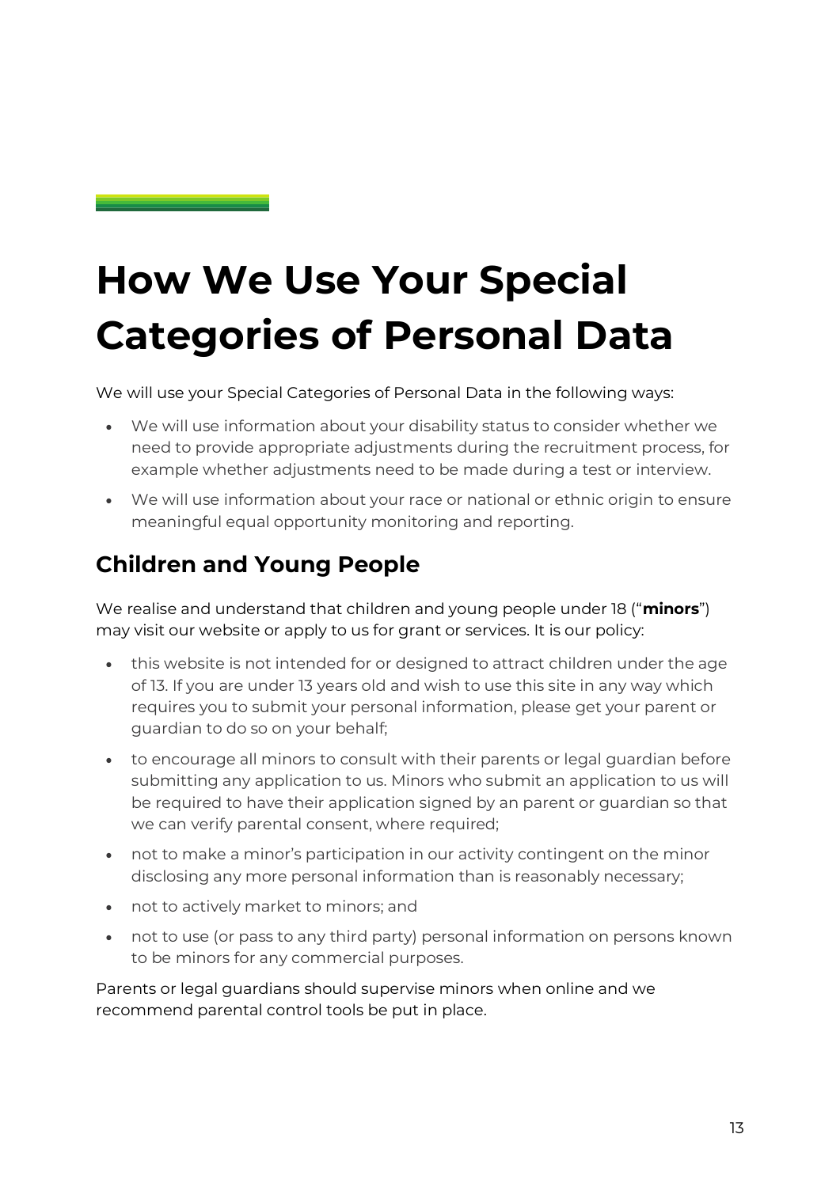# How We Use Your Special Categories of Personal Data

We will use your Special Categories of Personal Data in the following ways:

- We will use information about your disability status to consider whether we need to provide appropriate adjustments during the recruitment process, for example whether adjustments need to be made during a test or interview.
- We will use information about your race or national or ethnic origin to ensure meaningful equal opportunity monitoring and reporting.

## Children and Young People

We realise and understand that children and young people under 18 ("**minors**") may visit our website or apply to us for grant or services. It is our policy:

- this website is not intended for or designed to attract children under the age of 13. If you are under 13 years old and wish to use this site in any way which requires you to submit your personal information, please get your parent or guardian to do so on your behalf;
- to encourage all minors to consult with their parents or legal guardian before submitting any application to us. Minors who submit an application to us will be required to have their application signed by an parent or guardian so that we can verify parental consent, where required;
- not to make a minor's participation in our activity contingent on the minor disclosing any more personal information than is reasonably necessary;
- not to actively market to minors; and
- not to use (or pass to any third party) personal information on persons known to be minors for any commercial purposes.

Parents or legal guardians should supervise minors when online and we recommend parental control tools be put in place.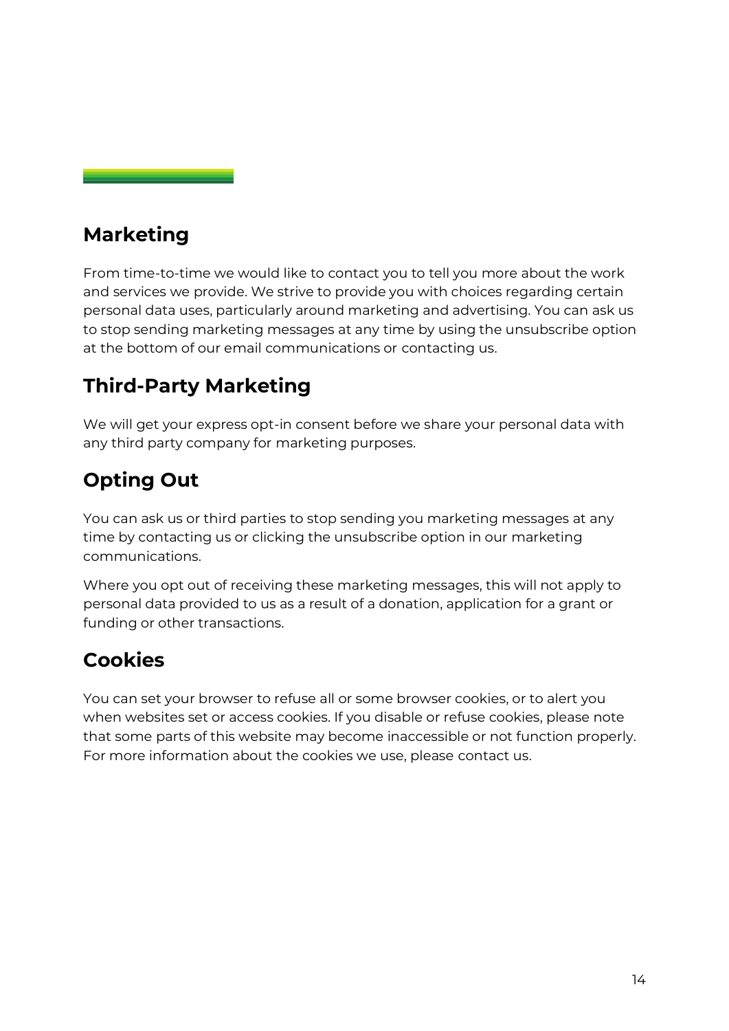## Marketing

From time-to-time we would like to contact you to tell you more about the work and services we provide. We strive to provide you with choices regarding certain personal data uses, particularly around marketing and advertising. You can ask us to stop sending marketing messages at any time by using the unsubscribe option at the bottom of our email communications or contacting us.

## Third-Party Marketing

We will get your express opt-in consent before we share your personal data with any third party company for marketing purposes.

## Opting Out

You can ask us or third parties to stop sending you marketing messages at any time by contacting us or clicking the unsubscribe option in our marketing communications.

Where you opt out of receiving these marketing messages, this will not apply to personal data provided to us as a result of a donation, application for a grant or funding or other transactions.

## Cookies

You can set your browser to refuse all or some browser cookies, or to alert you when websites set or access cookies. If you disable or refuse cookies, please note that some parts of this website may become inaccessible or not function properly. For more information about the cookies we use, please contact us.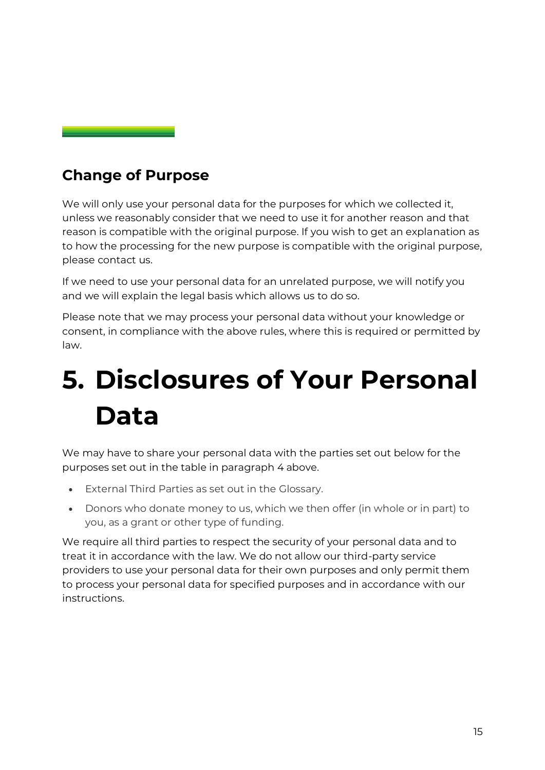## Change of Purpose

We will only use your personal data for the purposes for which we collected it, unless we reasonably consider that we need to use it for another reason and that reason is compatible with the original purpose. If you wish to get an explanation as to how the processing for the new purpose is compatible with the original purpose, please contact us.

If we need to use your personal data for an unrelated purpose, we will notify you and we will explain the legal basis which allows us to do so.

Please note that we may process your personal data without your knowledge or consent, in compliance with the above rules, where this is required or permitted by law.

# 5. Disclosures of Your Personal Data

We may have to share your personal data with the parties set out below for the purposes set out in the table in paragraph 4 above.

- External Third Parties as set out in the Glossary.
- Donors who donate money to us, which we then offer (in whole or in part) to you, as a grant or other type of funding.

We require all third parties to respect the security of your personal data and to treat it in accordance with the law. We do not allow our third-party service providers to use your personal data for their own purposes and only permit them to process your personal data for specified purposes and in accordance with our instructions.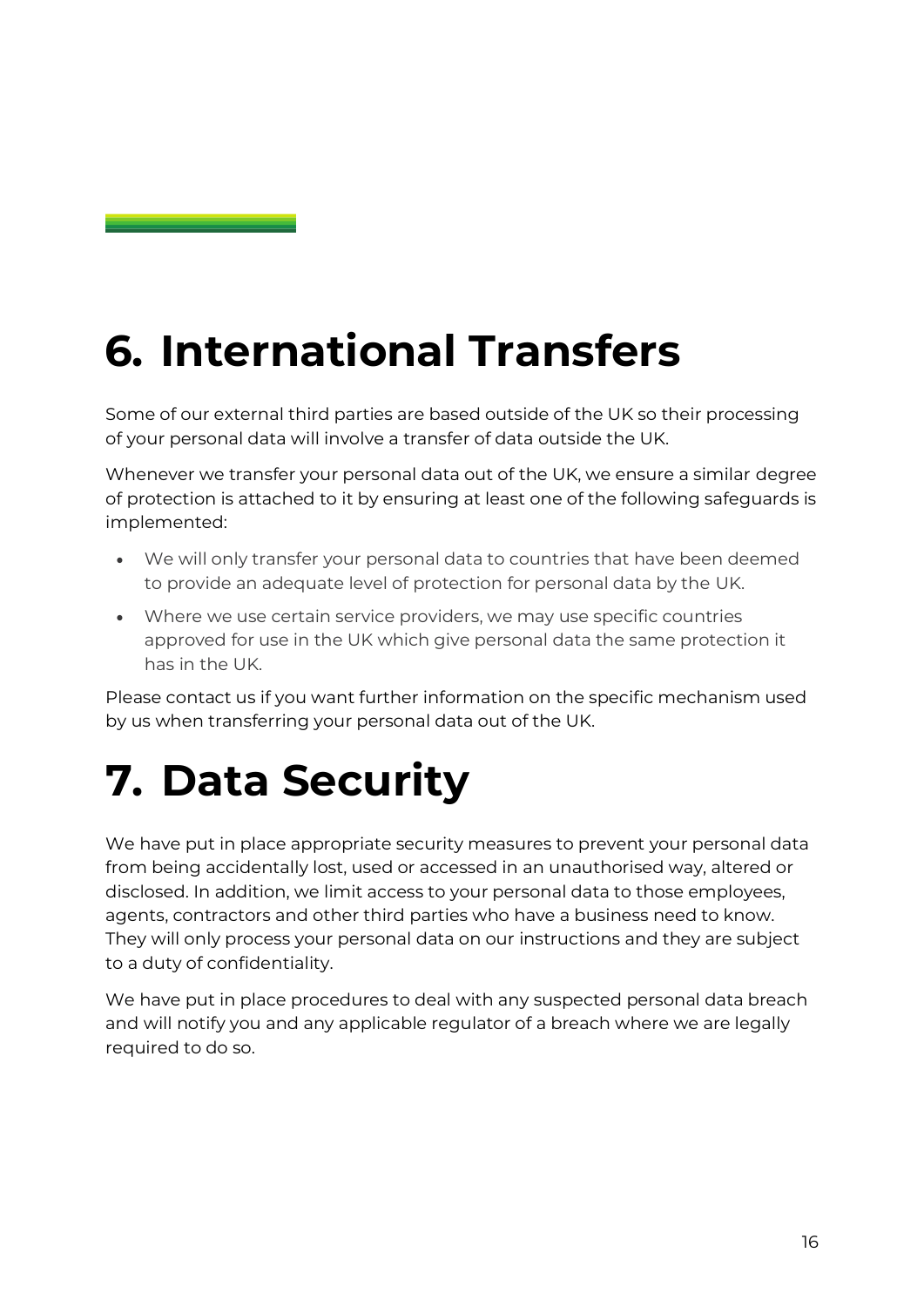# 6. International Transfers

Some of our external third parties are based outside of the UK so their processing of your personal data will involve a transfer of data outside the UK.

Whenever we transfer your personal data out of the UK, we ensure a similar degree of protection is attached to it by ensuring at least one of the following safeguards is implemented:

- We will only transfer your personal data to countries that have been deemed to provide an adequate level of protection for personal data by the UK.
- Where we use certain service providers, we may use specific countries approved for use in the UK which give personal data the same protection it has in the UK.

Please contact us if you want further information on the specific mechanism used by us when transferring your personal data out of the UK.

# 7. Data Security

We have put in place appropriate security measures to prevent your personal data from being accidentally lost, used or accessed in an unauthorised way, altered or disclosed. In addition, we limit access to your personal data to those employees, agents, contractors and other third parties who have a business need to know. They will only process your personal data on our instructions and they are subject to a duty of confidentiality.

We have put in place procedures to deal with any suspected personal data breach and will notify you and any applicable regulator of a breach where we are legally required to do so.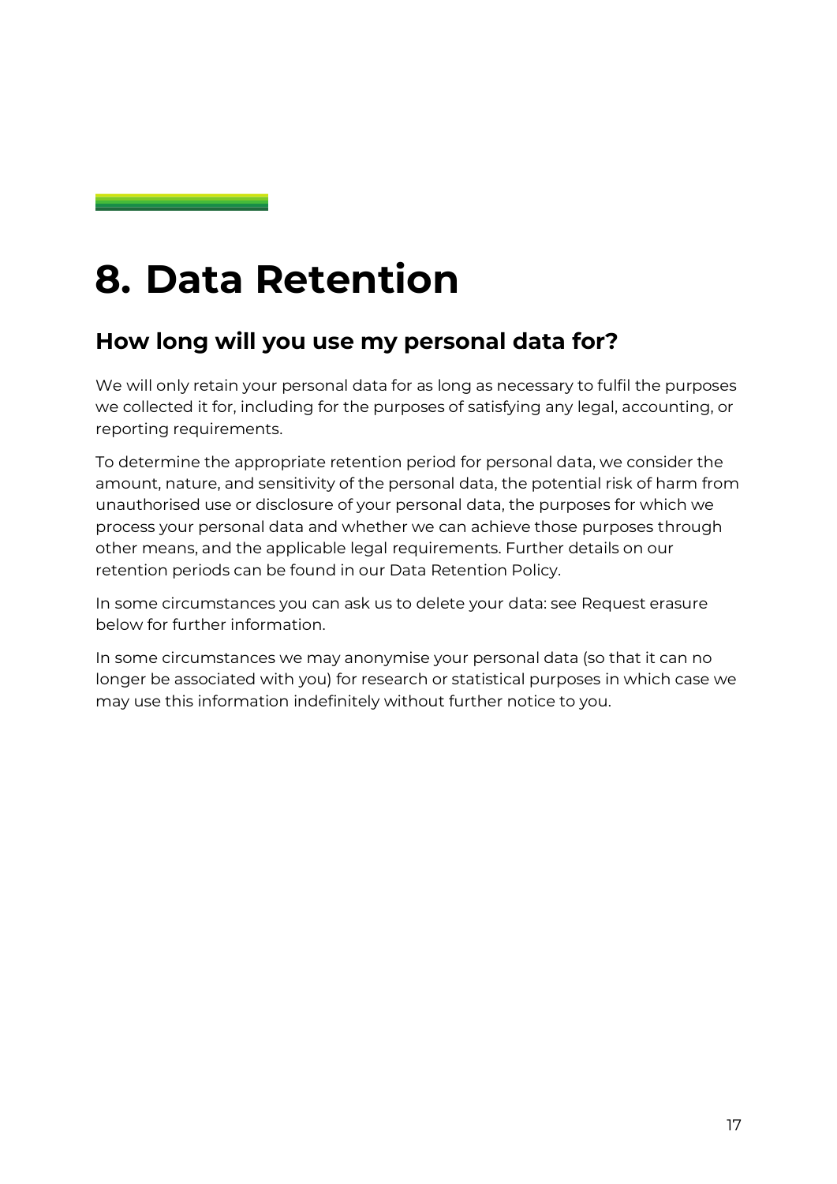# 8. Data Retention

## How long will you use my personal data for?

We will only retain your personal data for as long as necessary to fulfil the purposes we collected it for, including for the purposes of satisfying any legal, accounting, or reporting requirements.

To determine the appropriate retention period for personal data, we consider the amount, nature, and sensitivity of the personal data, the potential risk of harm from unauthorised use or disclosure of your personal data, the purposes for which we process your personal data and whether we can achieve those purposes through other means, and the applicable legal requirements. Further details on our retention periods can be found in our Data Retention Policy.

In some circumstances you can ask us to delete your data: see Request erasure below for further information.

In some circumstances we may anonymise your personal data (so that it can no longer be associated with you) for research or statistical purposes in which case we may use this information indefinitely without further notice to you.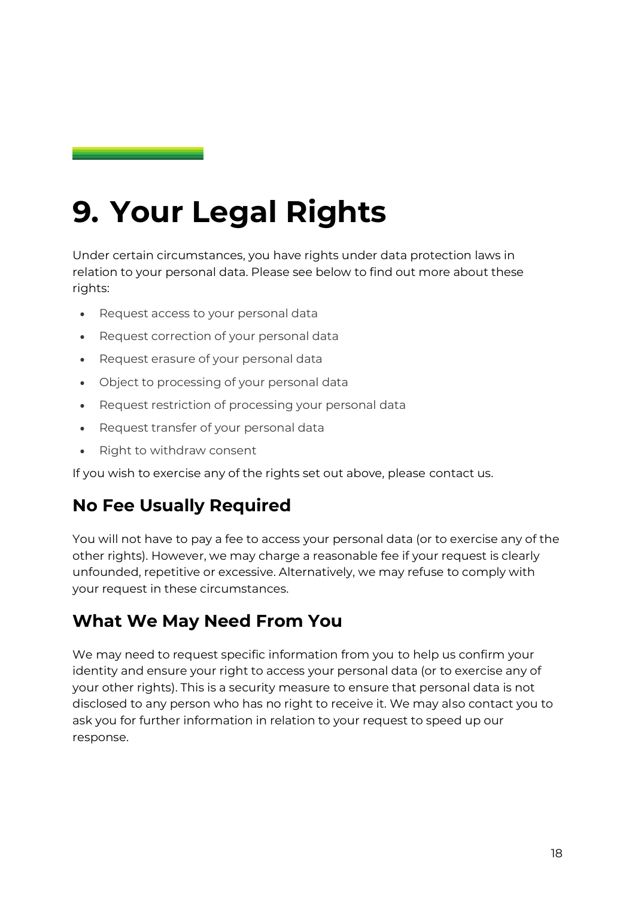# 9. Your Legal Rights

Under certain circumstances, you have rights under data protection laws in relation to your personal data. Please see below to find out more about these rights:

- Request access to your personal data
- Request correction of your personal data
- Request erasure of your personal data
- Object to processing of your personal data
- Request restriction of processing your personal data
- Request transfer of your personal data
- Right to withdraw consent

If you wish to exercise any of the rights set out above, please contact us.

## No Fee Usually Required

You will not have to pay a fee to access your personal data (or to exercise any of the other rights). However, we may charge a reasonable fee if your request is clearly unfounded, repetitive or excessive. Alternatively, we may refuse to comply with your request in these circumstances.

## What We May Need From You

We may need to request specific information from you to help us confirm your identity and ensure your right to access your personal data (or to exercise any of your other rights). This is a security measure to ensure that personal data is not disclosed to any person who has no right to receive it. We may also contact you to ask you for further information in relation to your request to speed up our response.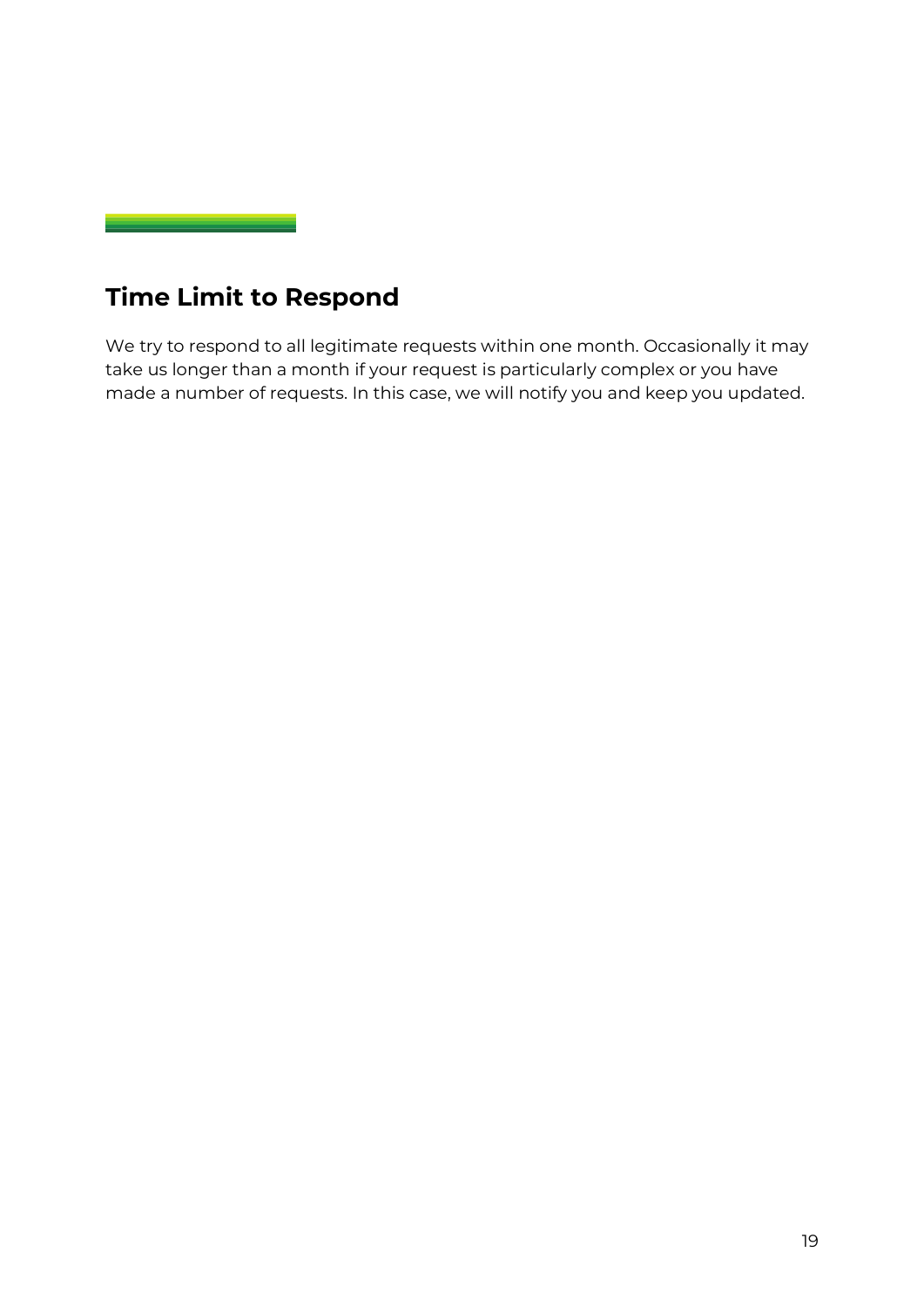## Time Limit to Respond

We try to respond to all legitimate requests within one month. Occasionally it may take us longer than a month if your request is particularly complex or you have made a number of requests. In this case, we will notify you and keep you updated.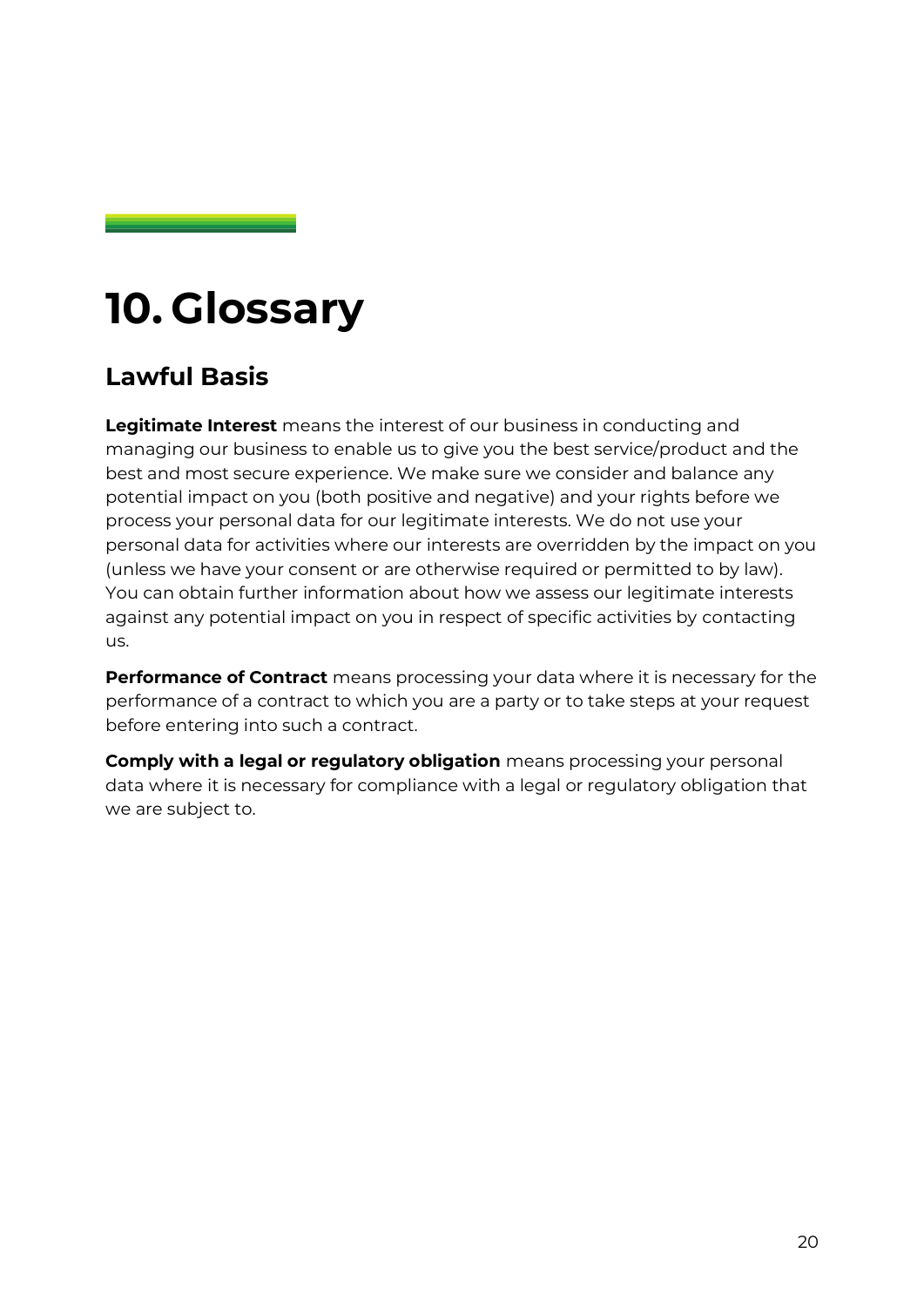# 10. Glossary

## Lawful Basis

**Legitimate Interest** means the interest of our business in conducting and managing our business to enable us to give you the best service/product and the best and most secure experience. We make sure we consider and balance any potential impact on you (both positive and negative) and your rights before we process your personal data for our legitimate interests. We do not use your personal data for activities where our interests are overridden by the impact on you (unless we have your consent or are otherwise required or permitted to by law). You can obtain further information about how we assess our legitimate interests against any potential impact on you in respect of specific activities by contacting us.

**Performance of Contract** means processing your data where it is necessary for the performance of a contract to which you are a party or to take steps at your request before entering into such a contract.

**Comply with a legal or regulatory obligation** means processing your personal data where it is necessary for compliance with a legal or regulatory obligation that we are subject to.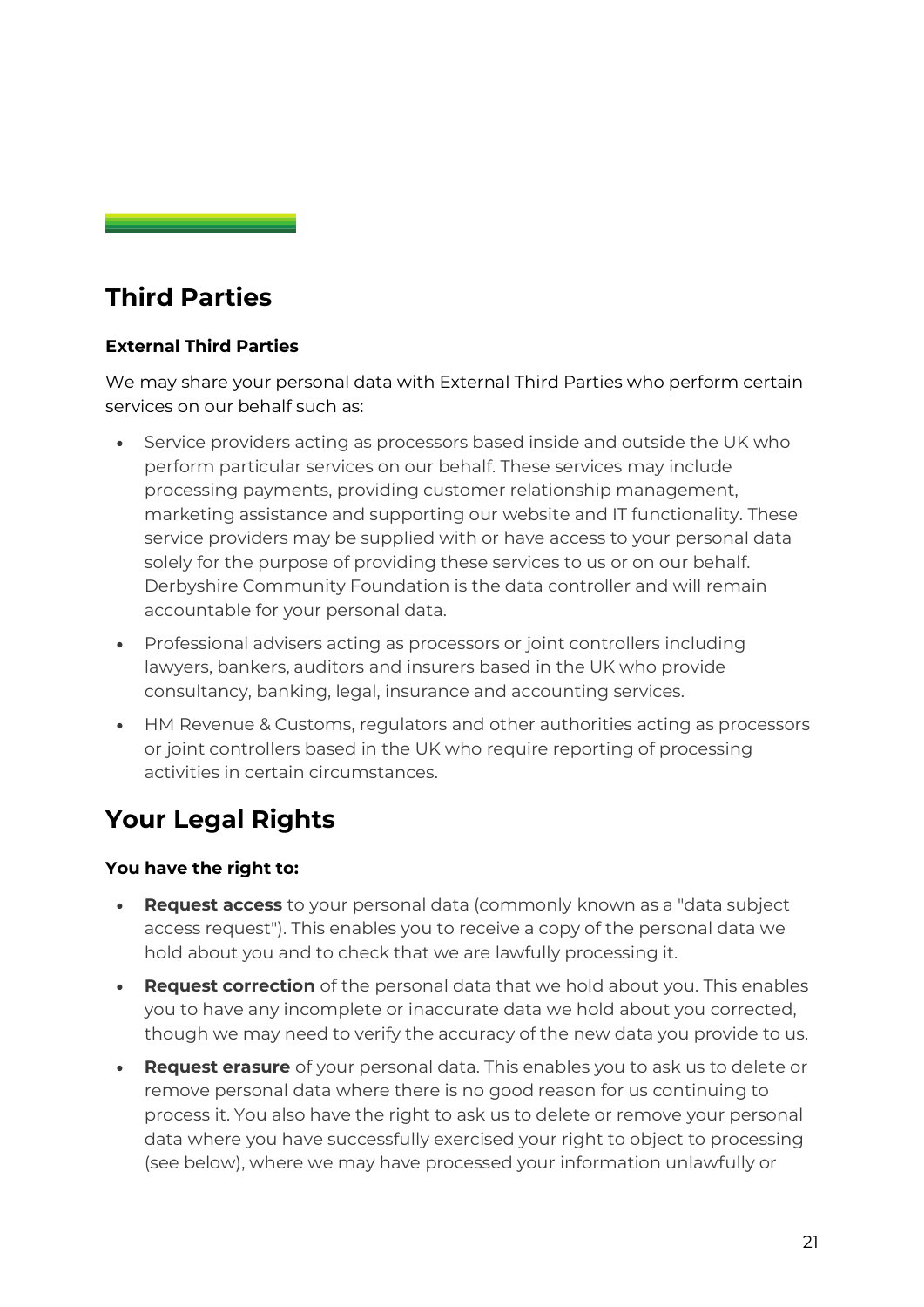## Third Parties

**External Third Parties**

We may share your personal data with External Third Parties who perform certain services on our behalf such as:

- Service providers acting as processors based inside and outside the UK who perform particular services on our behalf. These services may include processing payments, providing customer relationship management, marketing assistance and supporting our website and IT functionality. These service providers may be supplied with or have access to your personal data solely for the purpose of providing these services to us or on our behalf. Derbyshire Community Foundation is the data controller and will remain accountable for your personal data.
- Professional advisers acting as processors or joint controllers including lawyers, bankers, auditors and insurers based in the UK who provide consultancy, banking, legal, insurance and accounting services.
- HM Revenue & Customs, regulators and other authorities acting as processors or joint controllers based in the UK who require reporting of processing activities in certain circumstances.

## Your Legal Rights

**You have the right to:**

- **Request access** to your personal data (commonly known as a "data subject access request"). This enables you to receive a copy of the personal data we hold about you and to check that we are lawfully processing it.
- **Request correction** of the personal data that we hold about you. This enables you to have any incomplete or inaccurate data we hold about you corrected, though we may need to verify the accuracy of the new data you provide to us.
- **Request erasure** of your personal data. This enables you to ask us to delete or remove personal data where there is no good reason for us continuing to process it. You also have the right to ask us to delete or remove your personal data where you have successfully exercised your right to object to processing (see below), where we may have processed your information unlawfully or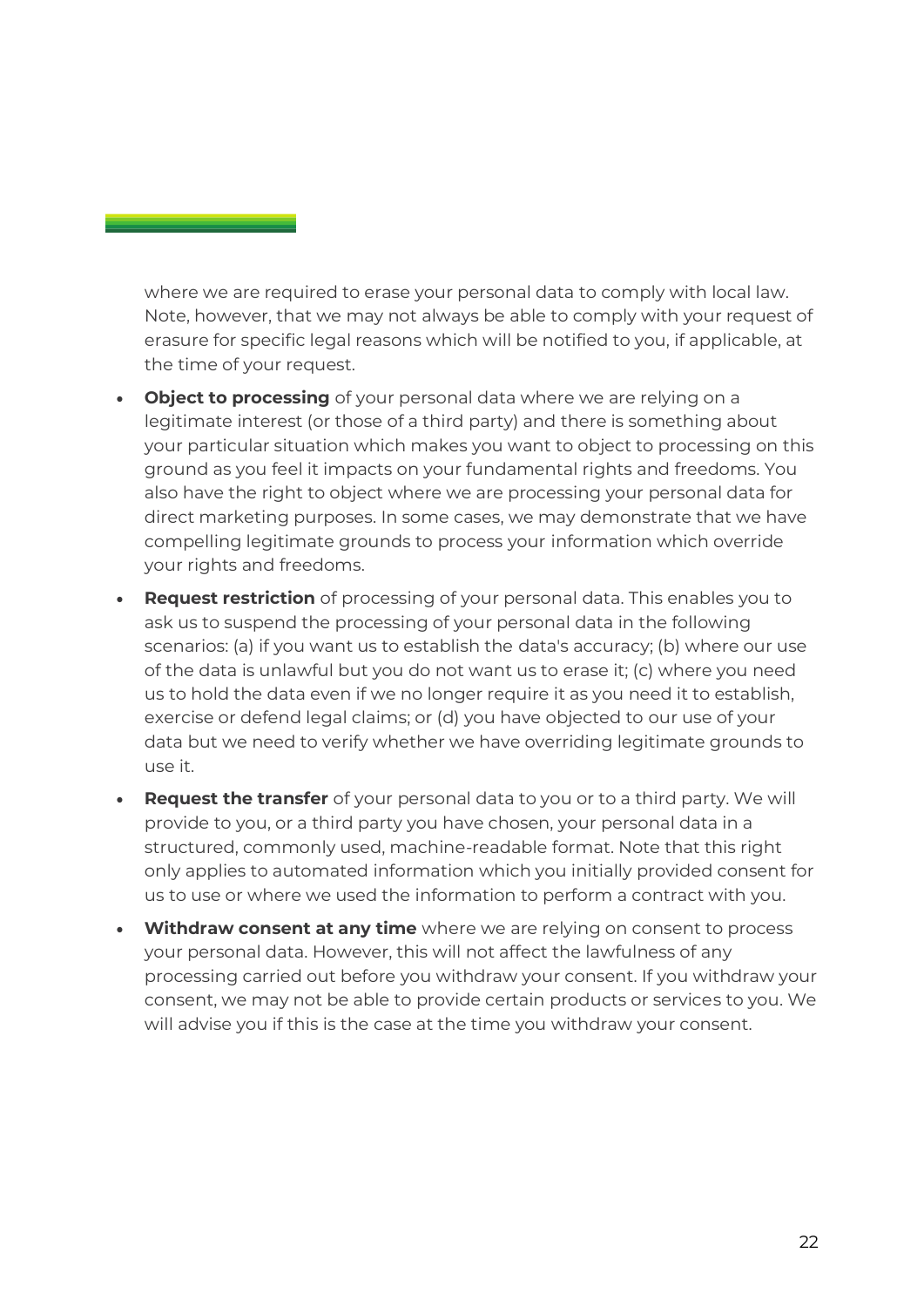where we are required to erase your personal data to comply with local law. Note, however, that we may not always be able to comply with your request of erasure for specific legal reasons which will be notified to you, if applicable, at the time of your request.

- **Object to processing** of your personal data where we are relying on a legitimate interest (or those of a third party) and there is something about your particular situation which makes you want to object to processing on this ground as you feel it impacts on your fundamental rights and freedoms. You also have the right to object where we are processing your personal data for direct marketing purposes. In some cases, we may demonstrate that we have compelling legitimate grounds to process your information which override your rights and freedoms.
- **Request restriction** of processing of your personal data. This enables you to ask us to suspend the processing of your personal data in the following scenarios: (a) if you want us to establish the data's accuracy; (b) where our use of the data is unlawful but you do not want us to erase it; (c) where you need us to hold the data even if we no longer require it as you need it to establish, exercise or defend legal claims; or (d) you have objected to our use of your data but we need to verify whether we have overriding legitimate grounds to use it.
- **Request the transfer** of your personal data to you or to a third party. We will provide to you, or a third party you have chosen, your personal data in a structured, commonly used, machine-readable format. Note that this right only applies to automated information which you initially provided consent for us to use or where we used the information to perform a contract with you.
- **Withdraw consent at any time** where we are relying on consent to process your personal data. However, this will not affect the lawfulness of any processing carried out before you withdraw your consent. If you withdraw your consent, we may not be able to provide certain products or services to you. We will advise you if this is the case at the time you withdraw your consent.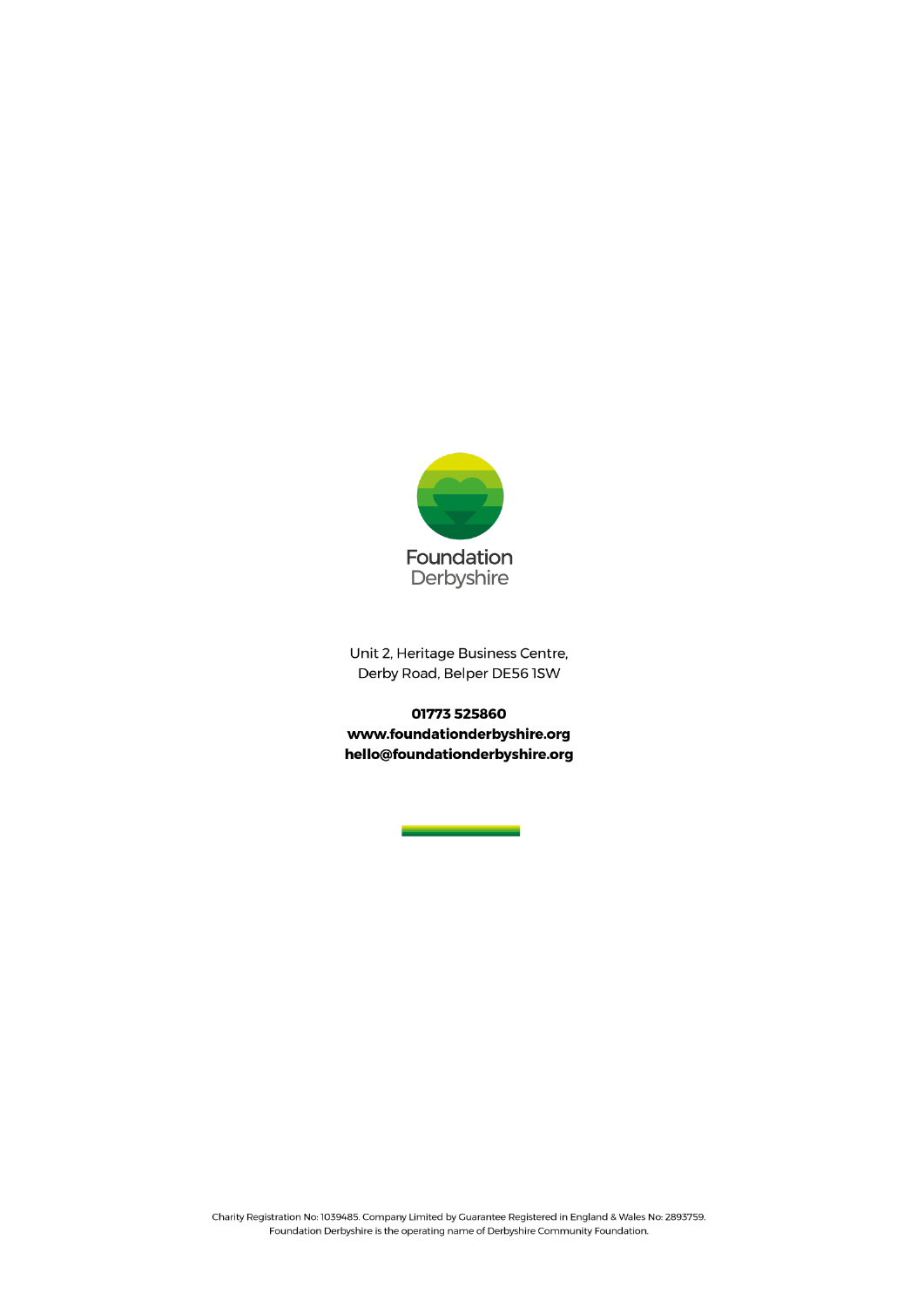Foundation
Derbyshire

Unit 2, Heritage Business Centre,
Derby Road, Belper DE56 1SW

**01773 525860**
**www.foundationderbyshire.org**
**hello@foundationderbyshire.org**

Charity Registration No: 1039485. Company Limited by Guarantee Registered in England & Wales No: 2893759.
Foundation Derbyshire is the operating name of Derbyshire Community Foundation.